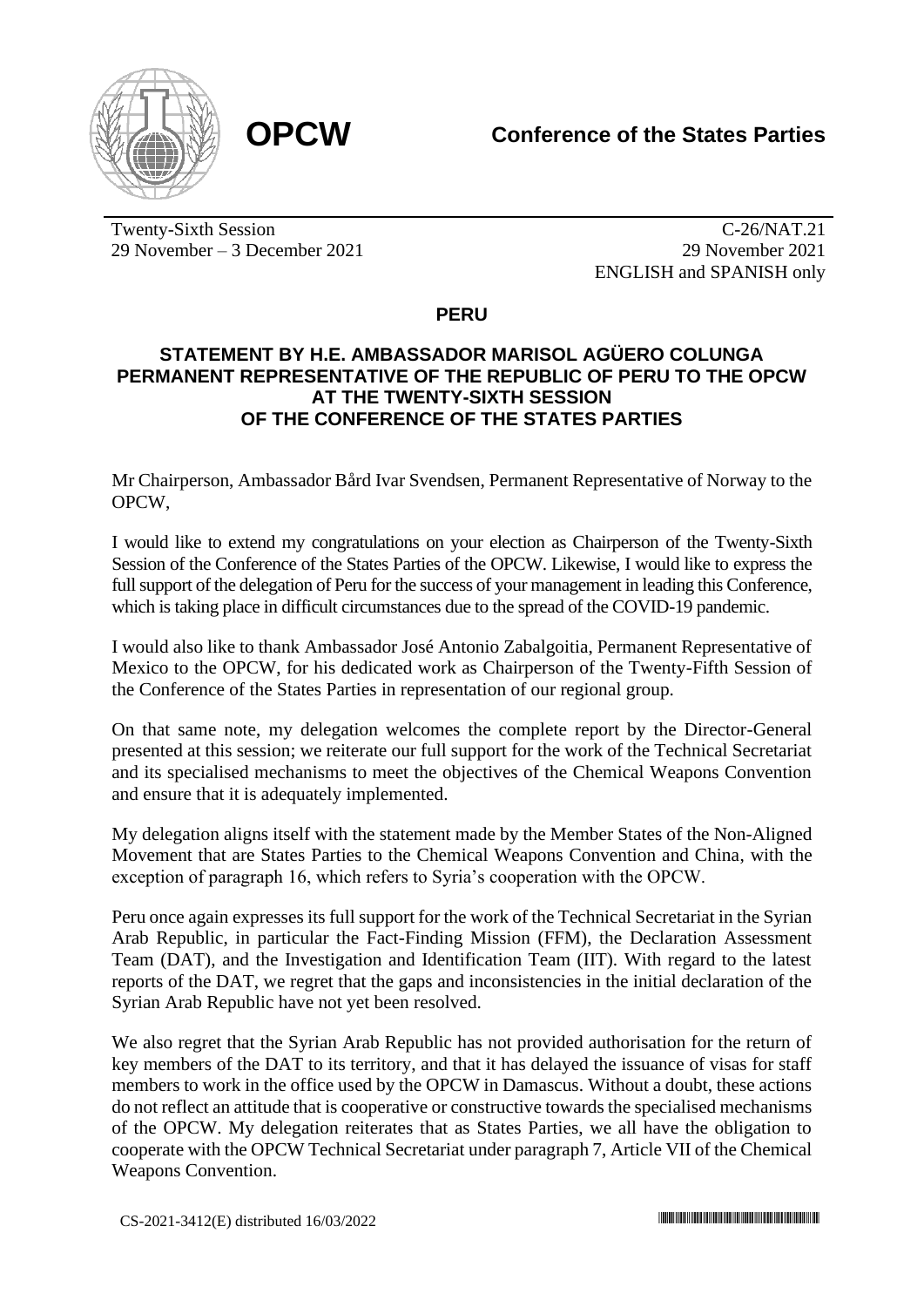**OPCW** | **Conference of the States Parties**

Twenty-Sixth Session
29 November – 3 December 2021

C-26/NAT.21
29 November 2021
ENGLISH and SPANISH only

## PERU

## STATEMENT BY H.E. AMBASSADOR MARISOL AGÜERO COLUNGA PERMANENT REPRESENTATIVE OF THE REPUBLIC OF PERU TO THE OPCW AT THE TWENTY-SIXTH SESSION OF THE CONFERENCE OF THE STATES PARTIES

Mr Chairperson, Ambassador Bård Ivar Svendsen, Permanent Representative of Norway to the OPCW,

I would like to extend my congratulations on your election as Chairperson of the Twenty-Sixth Session of the Conference of the States Parties of the OPCW. Likewise, I would like to express the full support of the delegation of Peru for the success of your management in leading this Conference, which is taking place in difficult circumstances due to the spread of the COVID-19 pandemic.

I would also like to thank Ambassador José Antonio Zabalgoitia, Permanent Representative of Mexico to the OPCW, for his dedicated work as Chairperson of the Twenty-Fifth Session of the Conference of the States Parties in representation of our regional group.

On that same note, my delegation welcomes the complete report by the Director-General presented at this session; we reiterate our full support for the work of the Technical Secretariat and its specialised mechanisms to meet the objectives of the Chemical Weapons Convention and ensure that it is adequately implemented.

My delegation aligns itself with the statement made by the Member States of the Non-Aligned Movement that are States Parties to the Chemical Weapons Convention and China, with the exception of paragraph 16, which refers to Syria's cooperation with the OPCW.

Peru once again expresses its full support for the work of the Technical Secretariat in the Syrian Arab Republic, in particular the Fact-Finding Mission (FFM), the Declaration Assessment Team (DAT), and the Investigation and Identification Team (IIT). With regard to the latest reports of the DAT, we regret that the gaps and inconsistencies in the initial declaration of the Syrian Arab Republic have not yet been resolved.

We also regret that the Syrian Arab Republic has not provided authorisation for the return of key members of the DAT to its territory, and that it has delayed the issuance of visas for staff members to work in the office used by the OPCW in Damascus. Without a doubt, these actions do not reflect an attitude that is cooperative or constructive towards the specialised mechanisms of the OPCW. My delegation reiterates that as States Parties, we all have the obligation to cooperate with the OPCW Technical Secretariat under paragraph 7, Article VII of the Chemical Weapons Convention.

CS-2021-3412(E) distributed 16/03/2022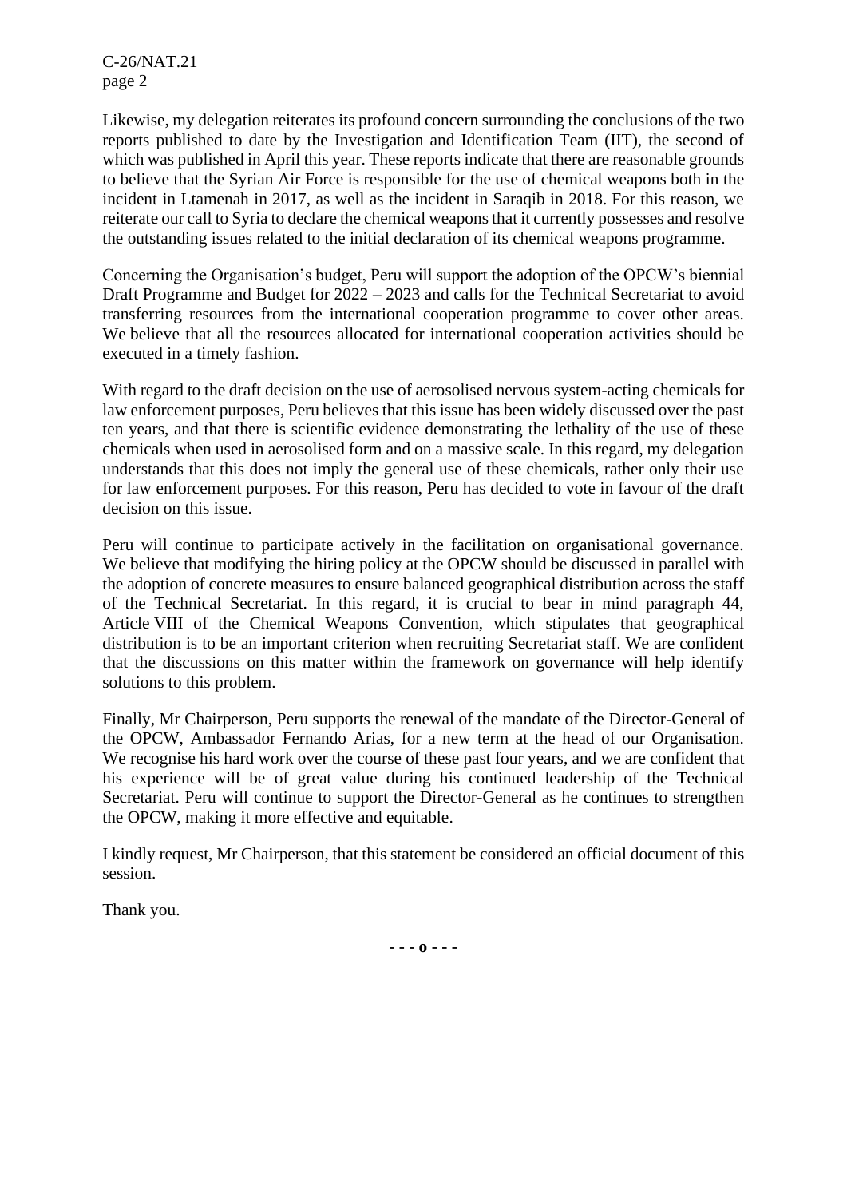Likewise, my delegation reiterates its profound concern surrounding the conclusions of the two reports published to date by the Investigation and Identification Team (IIT), the second of which was published in April this year. These reports indicate that there are reasonable grounds to believe that the Syrian Air Force is responsible for the use of chemical weapons both in the incident in Ltamenah in 2017, as well as the incident in Saraqib in 2018. For this reason, we reiterate our call to Syria to declare the chemical weapons that it currently possesses and resolve the outstanding issues related to the initial declaration of its chemical weapons programme.

Concerning the Organisation's budget, Peru will support the adoption of the OPCW's biennial Draft Programme and Budget for 2022 – 2023 and calls for the Technical Secretariat to avoid transferring resources from the international cooperation programme to cover other areas. We believe that all the resources allocated for international cooperation activities should be executed in a timely fashion.

With regard to the draft decision on the use of aerosolised nervous system-acting chemicals for law enforcement purposes, Peru believes that this issue has been widely discussed over the past ten years, and that there is scientific evidence demonstrating the lethality of the use of these chemicals when used in aerosolised form and on a massive scale. In this regard, my delegation understands that this does not imply the general use of these chemicals, rather only their use for law enforcement purposes. For this reason, Peru has decided to vote in favour of the draft decision on this issue.

Peru will continue to participate actively in the facilitation on organisational governance. We believe that modifying the hiring policy at the OPCW should be discussed in parallel with the adoption of concrete measures to ensure balanced geographical distribution across the staff of the Technical Secretariat. In this regard, it is crucial to bear in mind paragraph 44, Article VIII of the Chemical Weapons Convention, which stipulates that geographical distribution is to be an important criterion when recruiting Secretariat staff. We are confident that the discussions on this matter within the framework on governance will help identify solutions to this problem.

Finally, Mr Chairperson, Peru supports the renewal of the mandate of the Director-General of the OPCW, Ambassador Fernando Arias, for a new term at the head of our Organisation. We recognise his hard work over the course of these past four years, and we are confident that his experience will be of great value during his continued leadership of the Technical Secretariat. Peru will continue to support the Director-General as he continues to strengthen the OPCW, making it more effective and equitable.

I kindly request, Mr Chairperson, that this statement be considered an official document of this session.

Thank you.

**- - - o - - -**